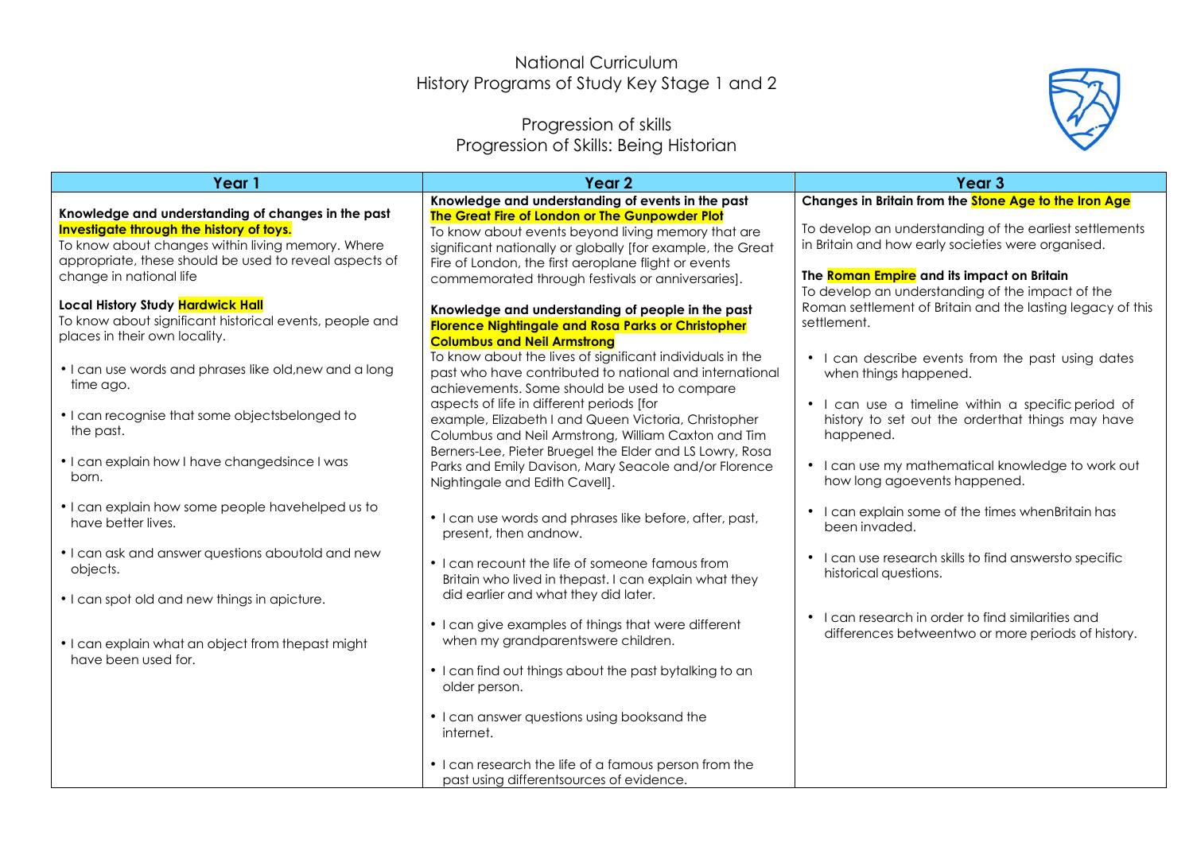# National Curriculum
## History Programs of Study Key Stage 1 and 2

## Progression of skills
## Progression of Skills: Being Historian

| Year 1 | Year 2 | Year 3 |
|---|---|---|
| **Knowledge and understanding of changes in the past**<br>**Investigate through the history of toys.**<br>To know about changes within living memory. Where appropriate, these should be used to reveal aspects of change in national life<br><br>**Local History Study Hardwick Hall**<br>To know about significant historical events, people and places in their own locality.<br><br>• I can use words and phrases like old,new and a long time ago.<br><br>• I can recognise that some objectsbelonged to the past.<br><br>• I can explain how I have changedsince I was born.<br><br>• I can explain how some people havehelped us to have better lives.<br><br>• I can ask and answer questions aboutold and new objects.<br><br>• I can spot old and new things in apicture.<br><br>• I can explain what an object from thepast might have been used for. | **Knowledge and understanding of events in the past**<br>**The Great Fire of London or The Gunpowder Plot**<br>To know about events beyond living memory that are significant nationally or globally [for example, the Great Fire of London, the first aeroplane flight or events commemorated through festivals or anniversaries].<br><br>**Knowledge and understanding of people in the past**<br>**Florence Nightingale and Rosa Parks or Christopher Columbus and Neil Armstrong**<br>To know about the lives of significant individuals in the past who have contributed to national and international achievements. Some should be used to compare aspects of life in different periods [for example, Elizabeth I and Queen Victoria, Christopher Columbus and Neil Armstrong, William Caxton and Tim Berners-Lee, Pieter Bruegel the Elder and LS Lowry, Rosa Parks and Emily Davison, Mary Seacole and/or Florence Nightingale and Edith Cavell].<br><br>• I can use words and phrases like before, after, past, present, then andnow.<br><br>• I can recount the life of someone famous from Britain who lived in thepast. I can explain what they did earlier and what they did later.<br><br>• I can give examples of things that were different when my grandparentswere children.<br><br>• I can find out things about the past bytalking to an older person.<br><br>• I can answer questions using booksand the internet.<br><br>• I can research the life of a famous person from the past using differentsources of evidence. | **Changes in Britain from the Stone Age to the Iron Age**<br><br>To develop an understanding of the earliest settlements in Britain and how early societies were organised.<br><br>**The Roman Empire and its impact on Britain**<br>To develop an understanding of the impact of the Roman settlement of Britain and the lasting legacy of this settlement.<br><br>• I can describe events from the past using dates when things happened.<br><br>• I can use a timeline within a specific period of history to set out the orderthat things may have happened.<br><br>• I can use my mathematical knowledge to work out how long agoevents happened.<br><br>• I can explain some of the times whenBritain has been invaded.<br><br>• I can use research skills to find answersto specific historical questions.<br><br>• I can research in order to find similarities and differences betweentwo or more periods of history. |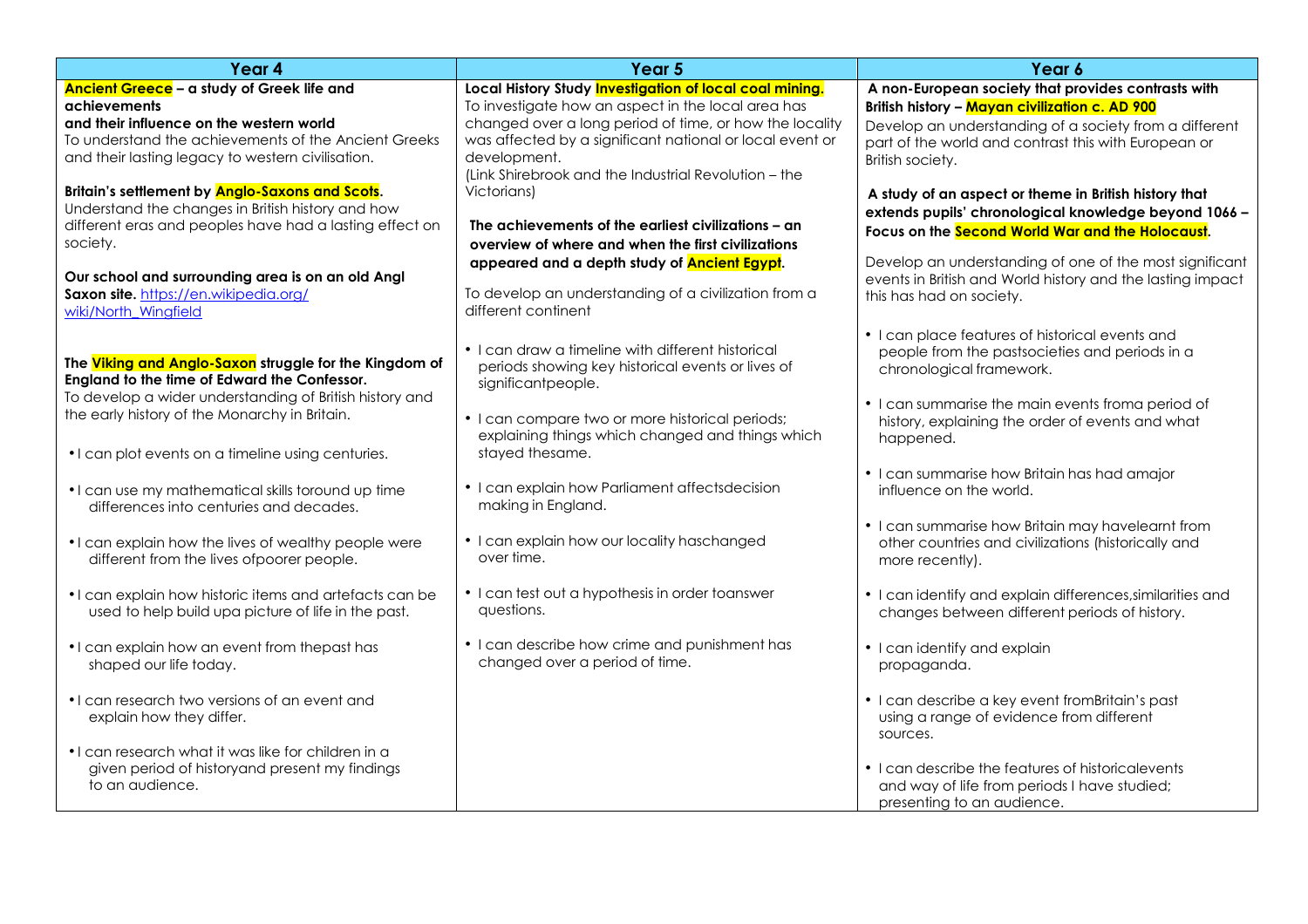| Year 4 | Year 5 | Year 6 |
|---|---|---|
| **Ancient Greece – a study of Greek life and achievements and their influence on the western world**<br>To understand the achievements of the Ancient Greeks and their lasting legacy to western civilisation.<br><br>**Britain's settlement by Anglo-Saxons and Scots.**<br>Understand the changes in British history and how different eras and peoples have had a lasting effect on society.<br><br>**Our school and surrounding area is on an old Angl Saxon site.** [https://en.wikipedia.org/wiki/North_Wingfield](https://en.wikipedia.org/wiki/North_Wingfield)<br><br>**The Viking and Anglo-Saxon struggle for the Kingdom of England to the time of Edward the Confessor.**<br>To develop a wider understanding of British history and the early history of the Monarchy in Britain.<br><br>• I can plot events on a timeline using centuries.<br><br>• I can use my mathematical skills toround up time differences into centuries and decades.<br><br>• I can explain how the lives of wealthy people were different from the lives ofpoorer people.<br><br>• I can explain how historic items and artefacts can be used to help build upa picture of life in the past.<br><br>• I can explain how an event from thepast has shaped our life today.<br><br>• I can research two versions of an event and explain how they differ.<br><br>• I can research what it was like for children in a given period of historyand present my findings to an audience. | **Local History Study Investigation of local coal mining.**<br>To investigate how an aspect in the local area has changed over a long period of time, or how the locality was affected by a significant national or local event or development.<br>(Link Shirebrook and the Industrial Revolution – the Victorians)<br><br>**The achievements of the earliest civilizations – an overview of where and when the first civilizations appeared and a depth study of Ancient Egypt.**<br><br>To develop an understanding of a civilization from a different continent<br><br>• I can draw a timeline with different historical periods showing key historical events or lives of significantpeople.<br><br>• I can compare two or more historical periods; explaining things which changed and things which stayed thesame.<br><br>• I can explain how Parliament affectsdecision making in England.<br><br>• I can explain how our locality haschanged over time.<br><br>• I can test out a hypothesis in order toanswer questions.<br><br>• I can describe how crime and punishment has changed over a period of time. | **A non-European society that provides contrasts with British history – Mayan civilization c. AD 900**<br>Develop an understanding of a society from a different part of the world and contrast this with European or British society.<br><br>**A study of an aspect or theme in British history that extends pupils' chronological knowledge beyond 1066 – Focus on the Second World War and the Holocaust.**<br><br>Develop an understanding of one of the most significant events in British and World history and the lasting impact this has had on society.<br><br>• I can place features of historical events and people from the pastsocieties and periods in a chronological framework.<br><br>• I can summarise the main events froma period of history, explaining the order of events and what happened.<br><br>• I can summarise how Britain has had amajor influence on the world.<br><br>• I can summarise how Britain may havelearnt from other countries and civilizations (historically and more recently).<br><br>• I can identify and explain differences,similarities and changes between different periods of history.<br><br>• I can identify and explain propaganda.<br><br>• I can describe a key event fromBritain's past using a range of evidence from different sources.<br><br>• I can describe the features of historicalevents and way of life from periods I have studied; presenting to an audience. |